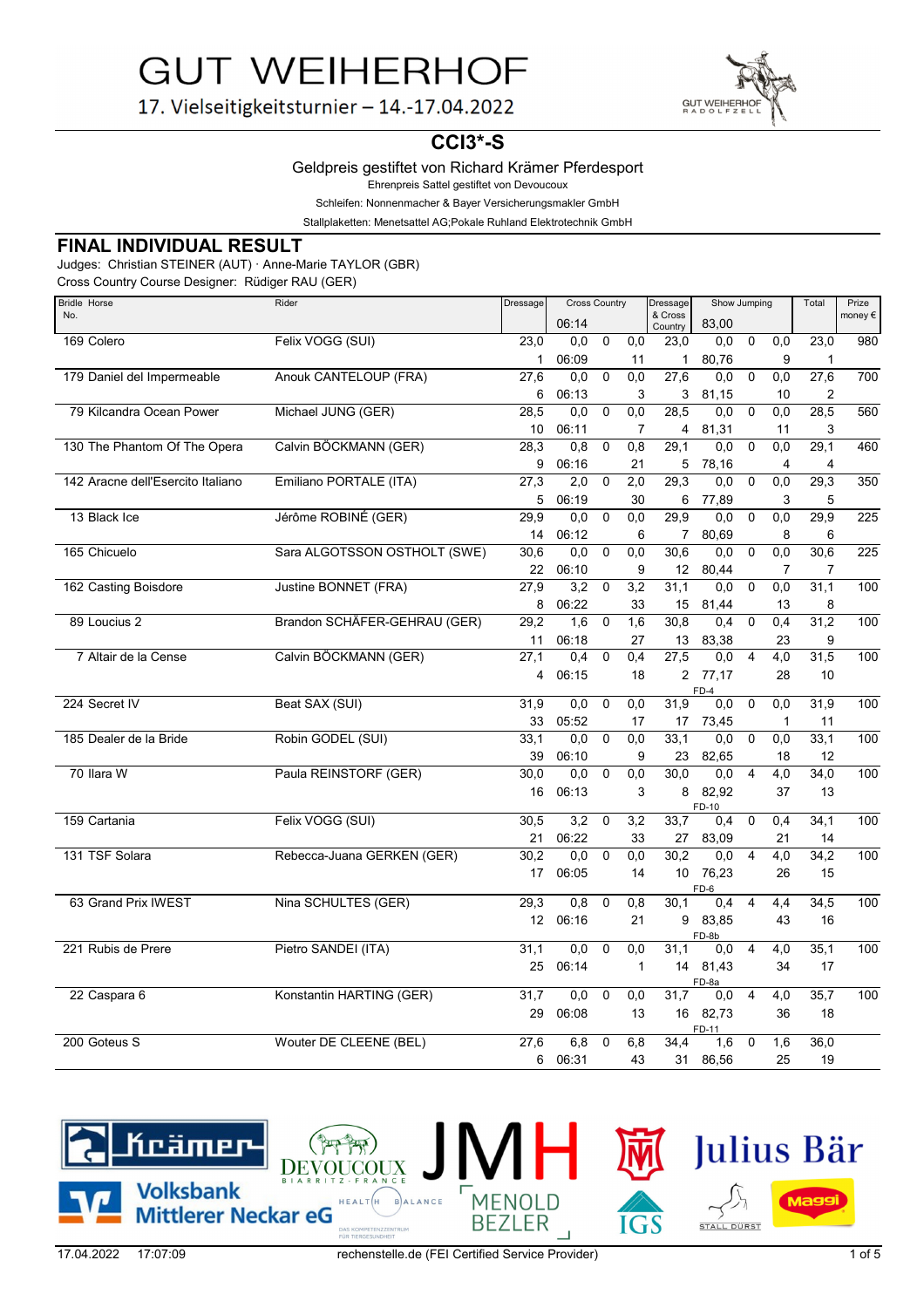# GUT WEIHERHOF

17. Vielseitigkeitsturnier – 14.-17.04.2022

## CCI3*-S

Geldpreis gestiftet von Richard Krämer Pferdesport

Ehrenpreis Sattel gestiftet von Devoucoux

Schleifen: Nonnenmacher & Bayer Versicherungsmakler GmbH

Stallplaketten: Menetsattel AG;Pokale Ruhland Elektrotechnik GmbH

## FINAL INDIVIDUAL RESULT

Judges: Christian STEINER (AUT) · Anne-Marie TAYLOR (GBR)

Cross Country Course Designer: Rüdiger RAU (GER)

| Bridle No. | Horse | Rider | Dressage | Cross Country 06:14 | | | Dressage & Cross Country | Show Jumping 83,00 | | | Total | Prize money € |
|---|---|---|---|---|---|---|---|---|---|---|---|---|
| 169 | Colero | Felix VOGG (SUI) | 23,0 | 0,0 | 0 | 0,0 | 23,0 | 0,0 | 0 | 0,0 | 23,0 | 980 |
| | | | 1 | 06:09 | | 11 | 1 | 80,76 | | 9 | 1 | |
| 179 | Daniel del Impermeable | Anouk CANTELOUP (FRA) | 27,6 | 0,0 | 0 | 0,0 | 27,6 | 0,0 | 0 | 0,0 | 27,6 | 700 |
| | | | 6 | 06:13 | | 3 | 3 | 81,15 | | 10 | 2 | |
| 79 | Kilcandra Ocean Power | Michael JUNG (GER) | 28,5 | 0,0 | 0 | 0,0 | 28,5 | 0,0 | 0 | 0,0 | 28,5 | 560 |
| | | | 10 | 06:11 | | 7 | 4 | 81,31 | | 11 | 3 | |
| 130 | The Phantom Of The Opera | Calvin BÖCKMANN (GER) | 28,3 | 0,8 | 0 | 0,8 | 29,1 | 0,0 | 0 | 0,0 | 29,1 | 460 |
| | | | 9 | 06:16 | | 21 | 5 | 78,16 | | 4 | 4 | |
| 142 | Aracne dell'Esercito Italiano | Emiliano PORTALE (ITA) | 27,3 | 2,0 | 0 | 2,0 | 29,3 | 0,0 | 0 | 0,0 | 29,3 | 350 |
| | | | 5 | 06:19 | | 30 | 6 | 77,89 | | 3 | 5 | |
| 13 | Black Ice | Jérôme ROBINÉ (GER) | 29,9 | 0,0 | 0 | 0,0 | 29,9 | 0,0 | 0 | 0,0 | 29,9 | 225 |
| | | | 14 | 06:12 | | 6 | 7 | 80,69 | | 8 | 6 | |
| 165 | Chicuelo | Sara ALGOTSSON OSTHOLT (SWE) | 30,6 | 0,0 | 0 | 0,0 | 30,6 | 0,0 | 0 | 0,0 | 30,6 | 225 |
| | | | 22 | 06:10 | | 9 | 12 | 80,44 | | 7 | 7 | |
| 162 | Casting Boisdore | Justine BONNET (FRA) | 27,9 | 3,2 | 0 | 3,2 | 31,1 | 0,0 | 0 | 0,0 | 31,1 | 100 |
| | | | 8 | 06:22 | | 33 | 15 | 81,44 | | 13 | 8 | |
| 89 | Loucius 2 | Brandon SCHÄFER-GEHRAU (GER) | 29,2 | 1,6 | 0 | 1,6 | 30,8 | 0,4 | 0 | 0,4 | 31,2 | 100 |
| | | | 11 | 06:18 | | 27 | 13 | 83,38 | | 23 | 9 | |
| 7 | Altair de la Cense | Calvin BÖCKMANN (GER) | 27,1 | 0,4 | 0 | 0,4 | 27,5 | 0,0 | 4 | 4,0 | 31,5 | 100 |
| | | | 4 | 06:15 | | 18 | 2 | 77,17 FD-4 | | 28 | 10 | |
| 224 | Secret IV | Beat SAX (SUI) | 31,9 | 0,0 | 0 | 0,0 | 31,9 | 0,0 | 0 | 0,0 | 31,9 | 100 |
| | | | 33 | 05:52 | | 17 | 17 | 73,45 | | 1 | 11 | |
| 185 | Dealer de la Bride | Robin GODEL (SUI) | 33,1 | 0,0 | 0 | 0,0 | 33,1 | 0,0 | 0 | 0,0 | 33,1 | 100 |
| | | | 39 | 06:10 | | 9 | 23 | 82,65 | | 18 | 12 | |
| 70 | Ilara W | Paula REINSTORF (GER) | 30,0 | 0,0 | 0 | 0,0 | 30,0 | 0,0 | 4 | 4,0 | 34,0 | 100 |
| | | | 16 | 06:13 | | 3 | 8 | 82,92 FD-10 | | 37 | 13 | |
| 159 | Cartania | Felix VOGG (SUI) | 30,5 | 3,2 | 0 | 3,2 | 33,7 | 0,4 | 0 | 0,4 | 34,1 | 100 |
| | | | 21 | 06:22 | | 33 | 27 | 83,09 | | 21 | 14 | |
| 131 | TSF Solara | Rebecca-Juana GERKEN (GER) | 30,2 | 0,0 | 0 | 0,0 | 30,2 | 0,0 | 4 | 4,0 | 34,2 | 100 |
| | | | 17 | 06:05 | | 14 | 10 | 76,23 FD-6 | | 26 | 15 | |
| 63 | Grand Prix IWEST | Nina SCHULTES (GER) | 29,3 | 0,8 | 0 | 0,8 | 30,1 | 0,4 | 4 | 4,4 | 34,5 | 100 |
| | | | 12 | 06:16 | | 21 | 9 | 83,85 FD-8b | | 43 | 16 | |
| 221 | Rubis de Prere | Pietro SANDEI (ITA) | 31,1 | 0,0 | 0 | 0,0 | 31,1 | 0,0 | 4 | 4,0 | 35,1 | 100 |
| | | | 25 | 06:14 | | 1 | 14 | 81,43 FD-8a | | 34 | 17 | |
| 22 | Caspara 6 | Konstantin HARTING (GER) | 31,7 | 0,0 | 0 | 0,0 | 31,7 | 0,0 | 4 | 4,0 | 35,7 | 100 |
| | | | 29 | 06:08 | | 13 | 16 | 82,73 FD-11 | | 36 | 18 | |
| 200 | Goteus S | Wouter DE CLEENE (BEL) | 27,6 | 6,8 | 0 | 6,8 | 34,4 | 1,6 | 0 | 1,6 | 36,0 | |
| | | | 6 | 06:31 | | 43 | 31 | 86,56 | | 25 | 19 | |

17.04.2022 17:07:09 rechenstelle.de (FEI Certified Service Provider)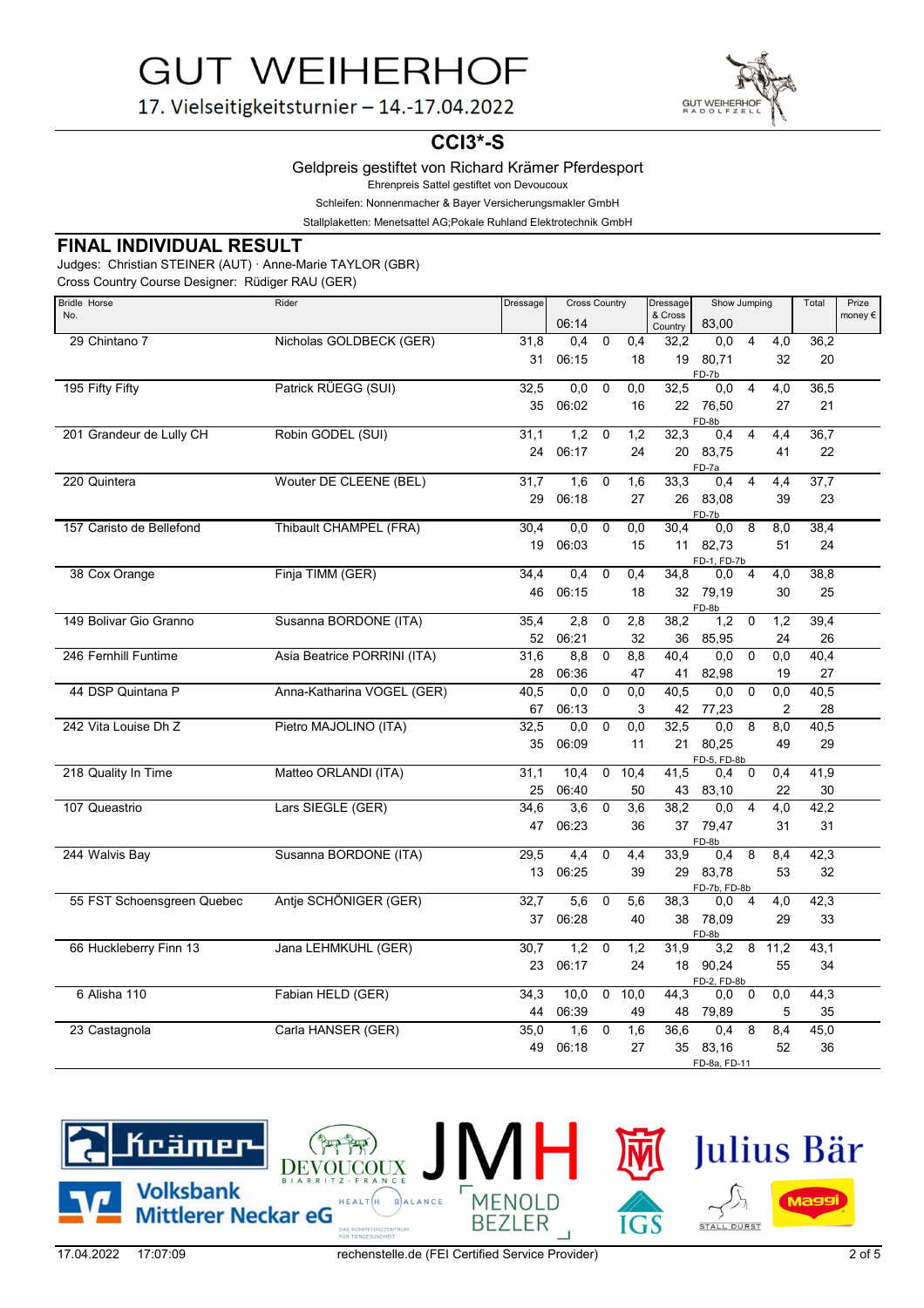# GUT WEIHERHOF

17. Vielseitigkeitsturnier – 14.-17.04.2022

## CCI3*-S

Geldpreis gestiftet von Richard Krämer Pferdesport

Ehrenpreis Sattel gestiftet von Devoucoux

Schleifen: Nonnenmacher & Bayer Versicherungsmakler GmbH

Stallplaketten: Menetsattel AG;Pokale Ruhland Elektrotechnik GmbH

### FINAL INDIVIDUAL RESULT

Judges: Christian STEINER (AUT) · Anne-Marie TAYLOR (GBR)

Cross Country Course Designer: Rüdiger RAU (GER)

| Bridle No. | Horse | Rider | Dressage | Cross Country 06:14 | | | | Dressage & Cross Country | Show Jumping 83,00 | | | | Total | Prize money € |
|---|---|---|---|---|---|---|---|---|---|---|---|---|---|---|
| 29 | Chintano 7 | Nicholas GOLDBECK (GER) | 31,8 | 0,4 | 0 | 0,4 | | 32,2 | 0,0 | 4 | 4,0 | | 36,2 | |
| | | | 31 | | 06:15 | | 18 | 19 | 80,71 FD-7b | | | 32 | 20 | |
| 195 | Fifty Fifty | Patrick RÜEGG (SUI) | 32,5 | 0,0 | 0 | 0,0 | | 32,5 | 0,0 | 4 | 4,0 | | 36,5 | |
| | | | 35 | | 06:02 | | 16 | 22 | 76,50 FD-8b | | | 27 | 21 | |
| 201 | Grandeur de Lully CH | Robin GODEL (SUI) | 31,1 | 1,2 | 0 | 1,2 | | 32,3 | 0,4 | 4 | 4,4 | | 36,7 | |
| | | | 24 | | 06:17 | | 24 | 20 | 83,75 FD-7a | | | 41 | 22 | |
| 220 | Quintera | Wouter DE CLEENE (BEL) | 31,7 | 1,6 | 0 | 1,6 | | 33,3 | 0,4 | 4 | 4,4 | | 37,7 | |
| | | | 29 | | 06:18 | | 27 | 26 | 83,08 FD-7b | | | 39 | 23 | |
| 157 | Caristo de Bellefond | Thibault CHAMPEL (FRA) | 30,4 | 0,0 | 0 | 0,0 | | 30,4 | 0,0 | 8 | 8,0 | | 38,4 | |
| | | | 19 | | 06:03 | | 15 | 11 | 82,73 FD-1, FD-7b | | | 51 | 24 | |
| 38 | Cox Orange | Finja TIMM (GER) | 34,4 | 0,4 | 0 | 0,4 | | 34,8 | 0,0 | 4 | 4,0 | | 38,8 | |
| | | | 46 | | 06:15 | | 18 | 32 | 79,19 FD-8b | | | 30 | 25 | |
| 149 | Bolivar Gio Granno | Susanna BORDONE (ITA) | 35,4 | 2,8 | 0 | 2,8 | | 38,2 | 1,2 | 0 | 1,2 | | 39,4 | |
| | | | 52 | | 06:21 | | 32 | 36 | 85,95 | | | 24 | 26 | |
| 246 | Fernhill Funtime | Asia Beatrice PORRINI (ITA) | 31,6 | 8,8 | 0 | 8,8 | | 40,4 | 0,0 | 0 | 0,0 | | 40,4 | |
| | | | 28 | | 06:36 | | 47 | 41 | 82,98 | | | 19 | 27 | |
| 44 | DSP Quintana P | Anna-Katharina VOGEL (GER) | 40,5 | 0,0 | 0 | 0,0 | | 40,5 | 0,0 | 0 | 0,0 | | 40,5 | |
| | | | 67 | | 06:13 | | 3 | 42 | 77,23 | | | 2 | 28 | |
| 242 | Vita Louise Dh Z | Pietro MAJOLINO (ITA) | 32,5 | 0,0 | 0 | 0,0 | | 32,5 | 0,0 | 8 | 8,0 | | 40,5 | |
| | | | 35 | | 06:09 | | 11 | 21 | 80,25 FD-5, FD-8b | | | 49 | 29 | |
| 218 | Quality In Time | Matteo ORLANDI (ITA) | 31,1 | 10,4 | 0 | 10,4 | | 41,5 | 0,4 | 0 | 0,4 | | 41,9 | |
| | | | 25 | | 06:40 | | 50 | 43 | 83,10 | | | 22 | 30 | |
| 107 | Queastrio | Lars SIEGLE (GER) | 34,6 | 3,6 | 0 | 3,6 | | 38,2 | 0,0 | 4 | 4,0 | | 42,2 | |
| | | | 47 | | 06:23 | | 36 | 37 | 79,47 FD-8b | | | 31 | 31 | |
| 244 | Walvis Bay | Susanna BORDONE (ITA) | 29,5 | 4,4 | 0 | 4,4 | | 33,9 | 0,4 | 8 | 8,4 | | 42,3 | |
| | | | 13 | | 06:25 | | 39 | 29 | 83,78 FD-7b, FD-8b | | | 53 | 32 | |
| 55 | FST Schoensgreen Quebec | Antje SCHÖNIGER (GER) | 32,7 | 5,6 | 0 | 5,6 | | 38,3 | 0,0 | 4 | 4,0 | | 42,3 | |
| | | | 37 | | 06:28 | | 40 | 38 | 78,09 FD-8b | | | 29 | 33 | |
| 66 | Huckleberry Finn 13 | Jana LEHMKUHL (GER) | 30,7 | 1,2 | 0 | 1,2 | | 31,9 | 3,2 | 8 | 11,2 | | 43,1 | |
| | | | 23 | | 06:17 | | 24 | 18 | 90,24 FD-2, FD-8b | | | 55 | 34 | |
| 6 | Alisha 110 | Fabian HELD (GER) | 34,3 | 10,0 | 0 | 10,0 | | 44,3 | 0,0 | 0 | 0,0 | | 44,3 | |
| | | | 44 | | 06:39 | | 49 | 48 | 79,89 | | | 5 | 35 | |
| 23 | Castagnola | Carla HANSER (GER) | 35,0 | 1,6 | 0 | 1,6 | | 36,6 | 0,4 | 8 | 8,4 | | 45,0 | |
| | | | 49 | | 06:18 | | 27 | 35 | 83,16 FD-8a, FD-11 | | | 52 | 36 | |

17.04.2022 17:07:09 rechenstelle.de (FEI Certified Service Provider)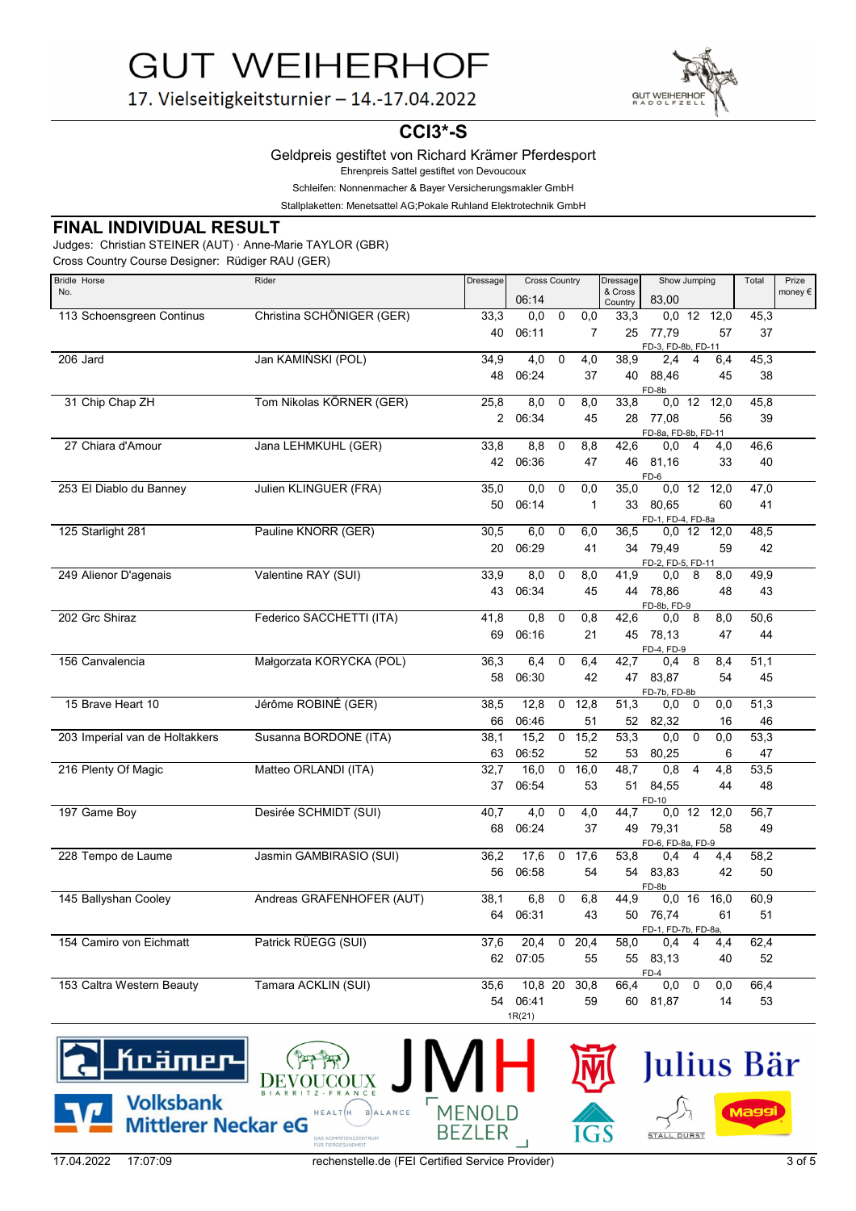# GUT WEIHERHOF

17. Vielseitigkeitsturnier – 14.-17.04.2022

## CCI3*-S

Geldpreis gestiftet von Richard Krämer Pferdesport

Ehrenpreis Sattel gestiftet von Devoucoux

Schleifen: Nonnenmacher & Bayer Versicherungsmakler GmbH

Stallplaketten: Menetsattel AG;Pokale Ruhland Elektrotechnik GmbH

## FINAL INDIVIDUAL RESULT

Judges: Christian STEINER (AUT) · Anne-Marie TAYLOR (GBR)

Cross Country Course Designer: Rüdiger RAU (GER)

| Bridle No. | Horse | Rider | Dressage | Cross Country | | | | Dressage & Cross Country | Show Jumping | | | | Total | Prize money € |
|---|---|---|---|---|---|---|---|---|---|---|---|---|---|---|
| | | | | 06:14 | | | | | 83,00 | | | | | |
| 113 | Schoensgreen Continus | Christina SCHÖNIGER (GER) | 33,3 | 0,0 | 0 | 0,0 | | 33,3 | 0,0 | 12 | 12,0 | | 45,3 | |
| | | | 40 | 06:11 | | | 7 | 25 | 77,79 | | | 57 | 37 | |
| | | | | | | | | | FD-3, FD-8b, FD-11 | | | | | |
| 206 | Jard | Jan KAMIŃSKI (POL) | 34,9 | 4,0 | 0 | 4,0 | | 38,9 | 2,4 | 4 | 6,4 | | 45,3 | |
| | | | 48 | 06:24 | | | 37 | 40 | 88,46 | | | 45 | 38 | |
| | | | | | | | | | FD-8b | | | | | |
| 31 | Chip Chap ZH | Tom Nikolas KÖRNER (GER) | 25,8 | 8,0 | 0 | 8,0 | | 33,8 | 0,0 | 12 | 12,0 | | 45,8 | |
| | | | 2 | 06:34 | | | 45 | 28 | 77,08 | | | 56 | 39 | |
| | | | | | | | | | FD-8a, FD-8b, FD-11 | | | | | |
| 27 | Chiara d'Amour | Jana LEHMKUHL (GER) | 33,8 | 8,8 | 0 | 8,8 | | 42,6 | 0,0 | 4 | 4,0 | | 46,6 | |
| | | | 42 | 06:36 | | | 47 | 46 | 81,16 | | | 33 | 40 | |
| | | | | | | | | | FD-6 | | | | | |
| 253 | El Diablo du Banney | Julien KLINGUER (FRA) | 35,0 | 0,0 | 0 | 0,0 | | 35,0 | 0,0 | 12 | 12,0 | | 47,0 | |
| | | | 50 | 06:14 | | | 1 | 33 | 80,65 | | | 60 | 41 | |
| | | | | | | | | | FD-1, FD-4, FD-8a | | | | | |
| 125 | Starlight 281 | Pauline KNORR (GER) | 30,5 | 6,0 | 0 | 6,0 | | 36,5 | 0,0 | 12 | 12,0 | | 48,5 | |
| | | | 20 | 06:29 | | | 41 | 34 | 79,49 | | | 59 | 42 | |
| | | | | | | | | | FD-2, FD-5, FD-11 | | | | | |
| 249 | Alienor D'agenais | Valentine RAY (SUI) | 33,9 | 8,0 | 0 | 8,0 | | 41,9 | 0,0 | 8 | 8,0 | | 49,9 | |
| | | | 43 | 06:34 | | | 45 | 44 | 78,86 | | | 48 | 43 | |
| | | | | | | | | | FD-8b, FD-9 | | | | | |
| 202 | Grc Shiraz | Federico SACCHETTI (ITA) | 41,8 | 0,8 | 0 | 0,8 | | 42,6 | 0,0 | 8 | 8,0 | | 50,6 | |
| | | | 69 | 06:16 | | | 21 | 45 | 78,13 | | | 47 | 44 | |
| | | | | | | | | | FD-4, FD-9 | | | | | |
| 156 | Canvalencia | Małgorzata KORYCKA (POL) | 36,3 | 6,4 | 0 | 6,4 | | 42,7 | 0,4 | 8 | 8,4 | | 51,1 | |
| | | | 58 | 06:30 | | | 42 | 47 | 83,87 | | | 54 | 45 | |
| | | | | | | | | | FD-7b, FD-8b | | | | | |
| 15 | Brave Heart 10 | Jérôme ROBINÉ (GER) | 38,5 | 12,8 | 0 | 12,8 | | 51,3 | 0,0 | 0 | 0,0 | | 51,3 | |
| | | | 66 | 06:46 | | | 51 | 52 | 82,32 | | | 16 | 46 | |
| 203 | Imperial van de Holtakkers | Susanna BORDONE (ITA) | 38,1 | 15,2 | 0 | 15,2 | | 53,3 | 0,0 | 0 | 0,0 | | 53,3 | |
| | | | 63 | 06:52 | | | 52 | 53 | 80,25 | | | 6 | 47 | |
| 216 | Plenty Of Magic | Matteo ORLANDI (ITA) | 32,7 | 16,0 | 0 | 16,0 | | 48,7 | 0,8 | 4 | 4,8 | | 53,5 | |
| | | | 37 | 06:54 | | | 53 | 51 | 84,55 | | | 44 | 48 | |
| | | | | | | | | | FD-10 | | | | | |
| 197 | Game Boy | Desirée SCHMIDT (SUI) | 40,7 | 4,0 | 0 | 4,0 | | 44,7 | 0,0 | 12 | 12,0 | | 56,7 | |
| | | | 68 | 06:24 | | | 37 | 49 | 79,31 | | | 58 | 49 | |
| | | | | | | | | | FD-6, FD-8a, FD-9 | | | | | |
| 228 | Tempo de Laume | Jasmin GAMBIRASIO (SUI) | 36,2 | 17,6 | 0 | 17,6 | | 53,8 | 0,4 | 4 | 4,4 | | 58,2 | |
| | | | 56 | 06:58 | | | 54 | 54 | 83,83 | | | 42 | 50 | |
| | | | | | | | | | FD-8b | | | | | |
| 145 | Ballyshan Cooley | Andreas GRAFENHOFER (AUT) | 38,1 | 6,8 | 0 | 6,8 | | 44,9 | 0,0 | 16 | 16,0 | | 60,9 | |
| | | | 64 | 06:31 | | | 43 | 50 | 76,74 | | | 61 | 51 | |
| | | | | | | | | | FD-1, FD-7b, FD-8a, | | | | | |
| 154 | Camiro von Eichmatt | Patrick RÜEGG (SUI) | 37,6 | 20,4 | 0 | 20,4 | | 58,0 | 0,4 | 4 | 4,4 | | 62,4 | |
| | | | 62 | 07:05 | | | 55 | 55 | 83,13 | | | 40 | 52 | |
| | | | | | | | | | FD-4 | | | | | |
| 153 | Caltra Western Beauty | Tamara ACKLIN (SUI) | 35,6 | 10,8 | 20 | 30,8 | | 66,4 | 0,0 | 0 | 0,0 | | 66,4 | |
| | | | 54 | 06:41 | | | 59 | 60 | 81,87 | | | 14 | 53 | |
| | | | | 1R(21) | | | | | | | | | | |

Krämer · Devoucoux Biarritz-France · JMH · Julius Bär · Volksbank Mittlerer Neckar eG · Health Balance Das Kompetenzzentrum für Tiergesundheit · Menold Bezler · IGS · Stall Durst · Maggi

17.04.2022 17:07:09 rechenstelle.de (FEI Certified Service Provider)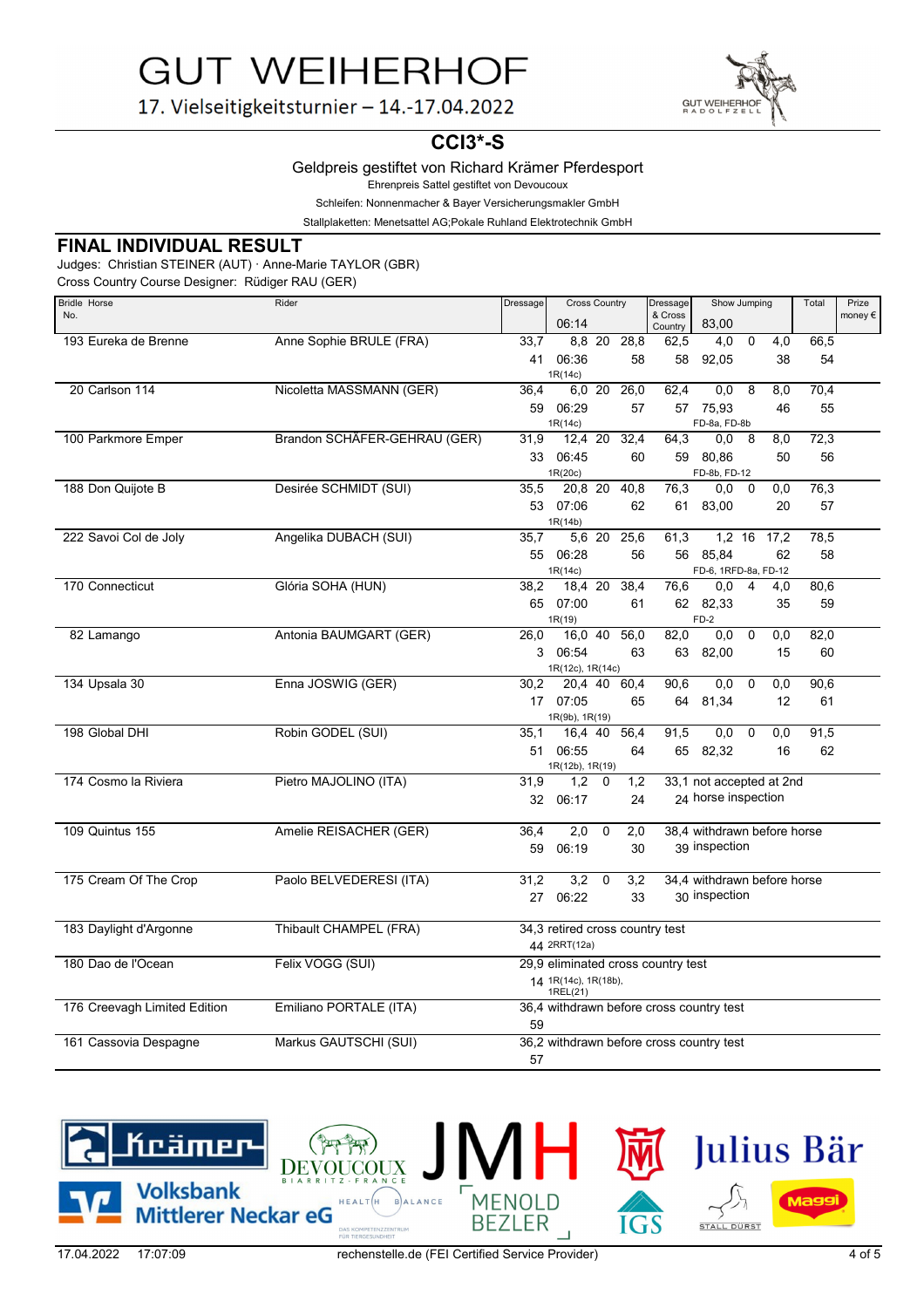# GUT WEIHERHOF

17. Vielseitigkeitsturnier – 14.-17.04.2022

## CCI3*-S

Geldpreis gestiftet von Richard Krämer Pferdesport

Ehrenpreis Sattel gestiftet von Devoucoux

Schleifen: Nonnenmacher & Bayer Versicherungsmakler GmbH

Stallplaketten: Menetsattel AG;Pokale Ruhland Elektrotechnik GmbH

## FINAL INDIVIDUAL RESULT

Judges: Christian STEINER (AUT) · Anne-Marie TAYLOR (GBR)

Cross Country Course Designer: Rüdiger RAU (GER)

| Bridle No. | Horse | Rider | Dressage | Cross Country 06:14 | | | | Dressage & Cross Country | Show Jumping 83,00 | | | Total | Prize money € |
|---|---|---|---|---|---|---|---|---|---|---|---|---|---|
| 193 | Eureka de Brenne | Anne Sophie BRULE (FRA) | 33,7 | 8,8 | 20 | | 28,8 | 62,5 | 4,0 | 0 | 4,0 | 66,5 | |
| | | | 41 | 06:36 | | | 58 | 58 | 92,05 | | 38 | 54 | |
| | | | | 1R(14c) | | | | | | | | | |
| 20 | Carlson 114 | Nicoletta MASSMANN (GER) | 36,4 | 6,0 | 20 | | 26,0 | 62,4 | 0,0 | 8 | 8,0 | 70,4 | |
| | | | 59 | 06:29 | | | 57 | 57 | 75,93 | | 46 | 55 | |
| | | | | 1R(14c) | | | | | FD-8a, FD-8b | | | | |
| 100 | Parkmore Emper | Brandon SCHÄFER-GEHRAU (GER) | 31,9 | 12,4 | 20 | | 32,4 | 64,3 | 0,0 | 8 | 8,0 | 72,3 | |
| | | | 33 | 06:45 | | | 60 | 59 | 80,86 | | 50 | 56 | |
| | | | | 1R(20c) | | | | | FD-8b, FD-12 | | | | |
| 188 | Don Quijote B | Desirée SCHMIDT (SUI) | 35,5 | 20,8 | 20 | | 40,8 | 76,3 | 0,0 | 0 | 0,0 | 76,3 | |
| | | | 53 | 07:06 | | | 62 | 61 | 83,00 | | 20 | 57 | |
| | | | | 1R(14b) | | | | | | | | | |
| 222 | Savoi Col de Joly | Angelika DUBACH (SUI) | 35,7 | 5,6 | 20 | | 25,6 | 61,3 | 1,2 | 16 | 17,2 | 78,5 | |
| | | | 55 | 06:28 | | | 56 | 56 | 85,84 | | 62 | 58 | |
| | | | | 1R(14c) | | | | | FD-6, 1RFD-8a, FD-12 | | | | |
| 170 | Connecticut | Glória SOHA (HUN) | 38,2 | 18,4 | 20 | | 38,4 | 76,6 | 0,0 | 4 | 4,0 | 80,6 | |
| | | | 65 | 07:00 | | | 61 | 62 | 82,33 | | 35 | 59 | |
| | | | | 1R(19) | | | | | FD-2 | | | | |
| 82 | Lamango | Antonia BAUMGART (GER) | 26,0 | 16,0 | 40 | | 56,0 | 82,0 | 0,0 | 0 | 0,0 | 82,0 | |
| | | | 3 | 06:54 | | | 63 | 63 | 82,00 | | 15 | 60 | |
| | | | | 1R(12c), 1R(14c) | | | | | | | | | |
| 134 | Upsala 30 | Enna JOSWIG (GER) | 30,2 | 20,4 | 40 | | 60,4 | 90,6 | 0,0 | 0 | 0,0 | 90,6 | |
| | | | 17 | 07:05 | | | 65 | 64 | 81,34 | | 12 | 61 | |
| | | | | 1R(9b), 1R(19) | | | | | | | | | |
| 198 | Global DHI | Robin GODEL (SUI) | 35,1 | 16,4 | 40 | | 56,4 | 91,5 | 0,0 | 0 | 0,0 | 91,5 | |
| | | | 51 | 06:55 | | | 64 | 65 | 82,32 | | 16 | 62 | |
| | | | | 1R(12b), 1R(19) | | | | | | | | | |
| 174 | Cosmo la Riviera | Pietro MAJOLINO (ITA) | 31,9 | 1,2 | 0 | | 1,2 | 33,1 | not accepted at 2nd horse inspection | | | | |
| | | | 32 | 06:17 | | | 24 | 24 | | | | | |
| 109 | Quintus 155 | Amelie REISACHER (GER) | 36,4 | 2,0 | 0 | | 2,0 | 38,4 | withdrawn before horse inspection | | | | |
| | | | 59 | 06:19 | | | 30 | 39 | | | | | |
| 175 | Cream Of The Crop | Paolo BELVEDERESI (ITA) | 31,2 | 3,2 | 0 | | 3,2 | 34,4 | withdrawn before horse inspection | | | | |
| | | | 27 | 06:22 | | | 33 | 30 | | | | | |
| 183 | Daylight d'Argonne | Thibault CHAMPEL (FRA) | 34,3 | retired cross country test | | | | | | | | | |
| | | | 44 | 2RRT(12a) | | | | | | | | | |
| 180 | Dao de l'Ocean | Felix VOGG (SUI) | 29,9 | eliminated cross country test | | | | | | | | | |
| | | | 14 | 1R(14c), 1R(18b), 1REL(21) | | | | | | | | | |
| 176 | Creevagh Limited Edition | Emiliano PORTALE (ITA) | 36,4 | withdrawn before cross country test | | | | | | | | | |
| | | | 59 | | | | | | | | | | |
| 161 | Cassovia Despagne | Markus GAUTSCHI (SUI) | 36,2 | withdrawn before cross country test | | | | | | | | | |
| | | | 57 | | | | | | | | | | |

17.04.2022 17:07:09 rechenstelle.de (FEI Certified Service Provider)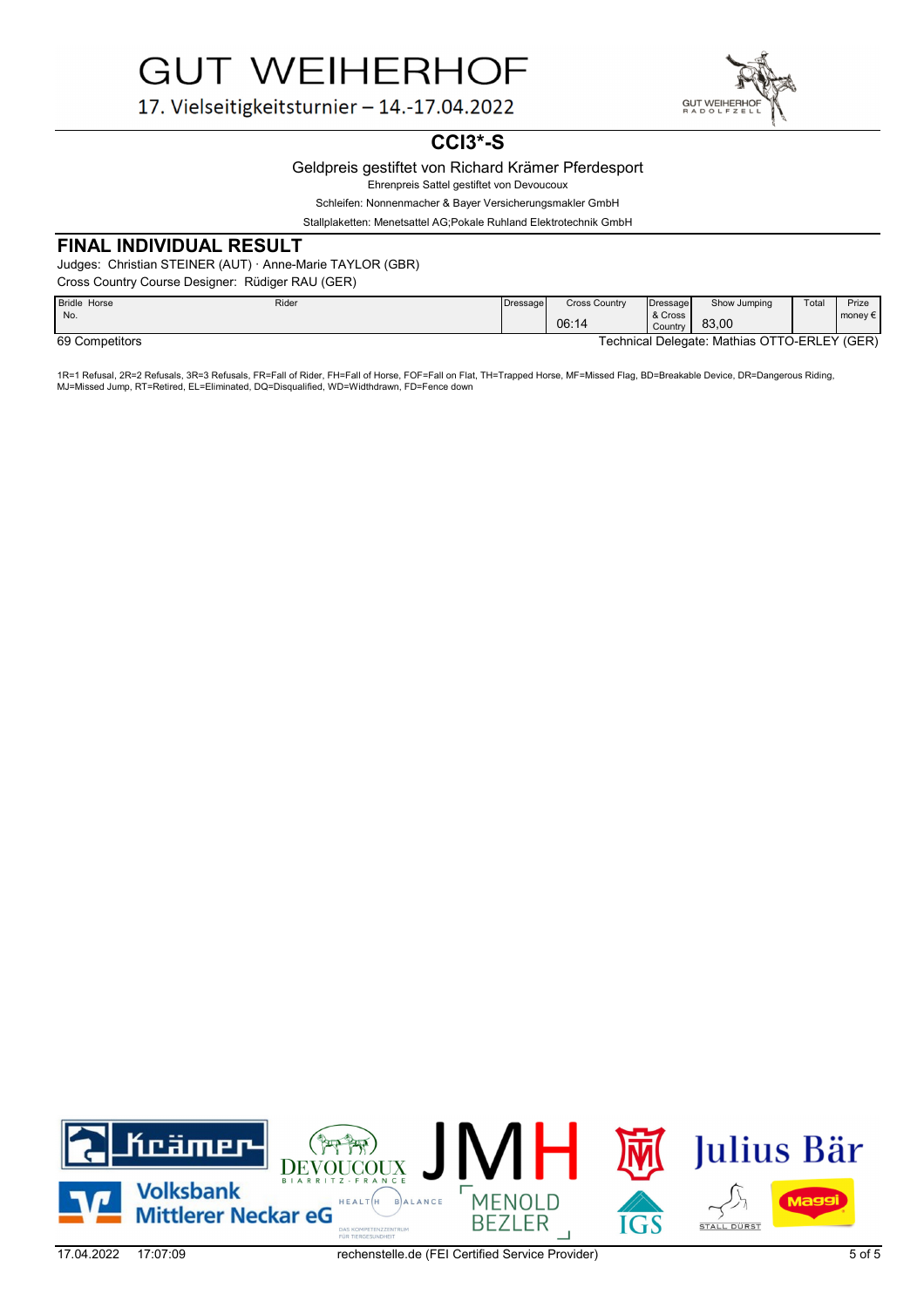# GUT WEIHERHOF

17. Vielseitigkeitsturnier – 14.-17.04.2022

## CCI3*-S

Geldpreis gestiftet von Richard Krämer Pferdesport

Ehrenpreis Sattel gestiftet von Devoucoux

Schleifen: Nonnenmacher & Bayer Versicherungsmakler GmbH

Stallplaketten: Menetsattel AG;Pokale Ruhland Elektrotechnik GmbH

## FINAL INDIVIDUAL RESULT

Judges: Christian STEINER (AUT) · Anne-Marie TAYLOR (GBR)

Cross Country Course Designer: Rüdiger RAU (GER)

| Bridle No. | Horse | Rider | Dressage | Cross Country | Dressage & Cross Country | Show Jumping | Total | Prize money € |
|---|---|---|---|---|---|---|---|---|
| | | | | 06:14 | | 83,00 | | |

69 Competitors

Technical Delegate: Mathias OTTO-ERLEY (GER)

1R=1 Refusal, 2R=2 Refusals, 3R=3 Refusals, FR=Fall of Rider, FH=Fall of Horse, FOF=Fall on Flat, TH=Trapped Horse, MF=Missed Flag, BD=Breakable Device, DR=Dangerous Riding, MJ=Missed Jump, RT=Retired, EL=Eliminated, DQ=Disqualified, WD=Widthdrawn, FD=Fence down

17.04.2022 17:07:09 rechenstelle.de (FEI Certified Service Provider)